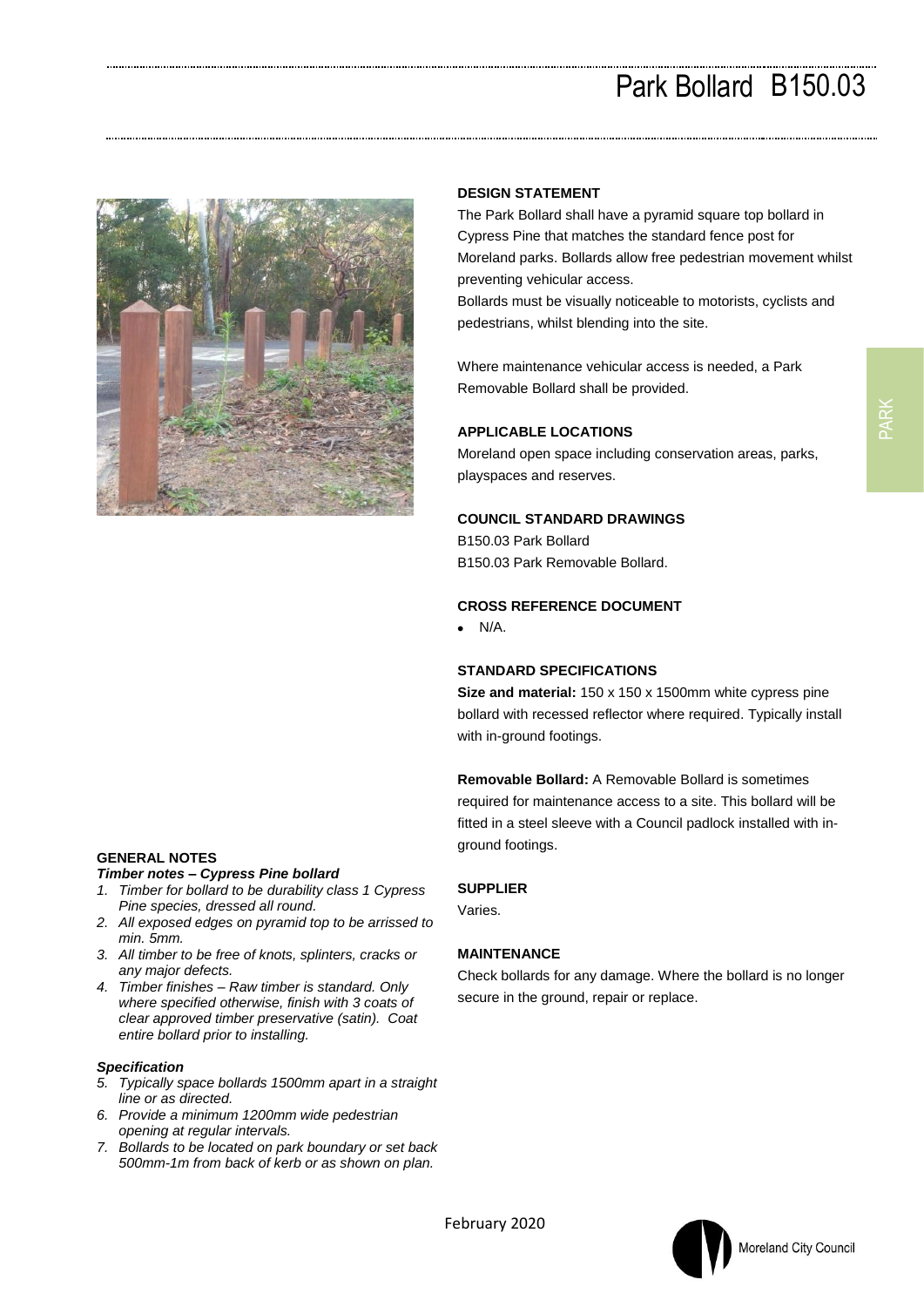# Park Bollard B150.03

## DESIGN STATEMENT

The Park Bollard shall have a pyramid square top bollard in Cypress Pine that matches the standard fence post for Moreland parks. Bollards allow free pedestrian movement whilst preventing vehicular access.

Bollards must be visually noticeable to motorists, cyclists and pedestrians, whilst blending into the site.

Where maintenance vehicular access is needed, a Park Removable Bollard shall be provided.

## APPLICABLE LOCATIONS

Moreland open space including conservation areas, parks, playspaces and reserves.

## COUNCIL STANDARD DRAWINGS

B150.03 Park Bollard

B150.03 Park Removable Bollard.

## CROSS REFERENCE DOCUMENT

- N/A.

## STANDARD SPECIFICATIONS

**Size and material:** 150 x 150 x 1500mm white cypress pine bollard with recessed reflector where required. Typically install with in-ground footings.

**Removable Bollard:** A Removable Bollard is sometimes required for maintenance access to a site. This bollard will be fitted in a steel sleeve with a Council padlock installed with in-ground footings.

## SUPPLIER

Varies.

## MAINTENANCE

Check bollards for any damage. Where the bollard is no longer secure in the ground, repair or replace.

## GENERAL NOTES

***Timber notes – Cypress Pine bollard***

1. *Timber for bollard to be durability class 1 Cypress Pine species, dressed all round.*
2. *All exposed edges on pyramid top to be arrissed to min. 5mm.*
3. *All timber to be free of knots, splinters, cracks or any major defects.*
4. *Timber finishes – Raw timber is standard. Only where specified otherwise, finish with 3 coats of clear approved timber preservative (satin). Coat entire bollard prior to installing.*

***Specification***

5. *Typically space bollards 1500mm apart in a straight line or as directed.*
6. *Provide a minimum 1200mm wide pedestrian opening at regular intervals.*
7. *Bollards to be located on park boundary or set back 500mm-1m from back of kerb or as shown on plan.*

February 2020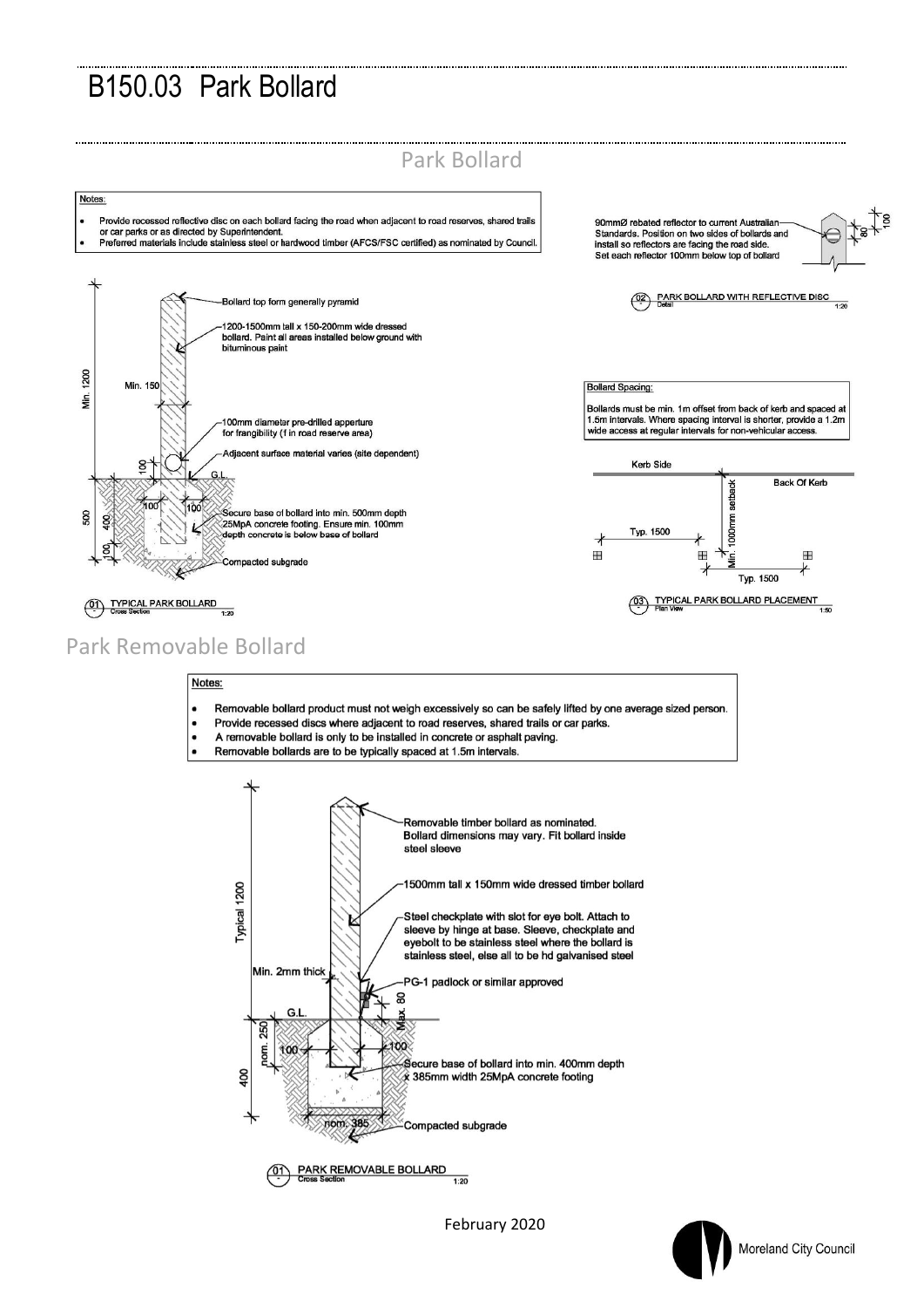# B150.03 Park Bollard

## Park Bollard

**Notes:**

- Provide recessed reflective disc on each bollard facing the road when adjacent to road reserves, shared trails or car parks or as directed by Superintendent.
- Preferred materials include stainless steel or hardwood timber (AFCS/FSC certified) as nominated by Council.

Min. 1200

Min. 150

500

400

100

100

100

100

Bollard top form generally pyramid

1200-1500mm tall x 150-200mm wide dressed bollard. Paint all areas installed below ground with bituminous paint

100mm diameter pre-drilled apperture for frangibility (f in road reserve area)

Adjacent surface material varies (site dependent)

G.L.

Secure base of bollard into min. 500mm depth 25MpA concrete footing. Ensure min. 100mm depth concrete is below base of bollard

Compacted subgrade

01 TYPICAL PARK BOLLARD
Cross Section 1:20

90mmØ rebated reflector to current Australian Standards. Position on two sides of bollards and install so reflectors are facing the road side. Set each reflector 100mm below top of bollard

80

100

02 PARK BOLLARD WITH REFLECTIVE DISC
Detail 1:20

**Bollard Spacing:**

Bollards must be min. 1m offset from back of kerb and spaced at 1.5m intervals. Where spacing interval is shorter, provide a 1.2m wide access at regular intervals for non-vehicular access.

Kerb Side

Back Of Kerb

Min. 1000mm setback

Typ. 1500

Typ. 1500

03 TYPICAL PARK BOLLARD PLACEMENT
Plan View 1:50

## Park Removable Bollard

**Notes:**

- Removable bollard product must not weigh excessively so can be safely lifted by one average sized person.
- Provide recessed discs where adjacent to road reserves, shared trails or car parks.
- A removable bollard is only to be installed in concrete or asphalt paving.
- Removable bollards are to be typically spaced at 1.5m intervals.

Typical 1200

Min. 2mm thick

Max. 80

G.L.

nom. 250

400

100

100

nom. 385

Removable timber bollard as nominated. Bollard dimensions may vary. Fit bollard inside steel sleeve

1500mm tall x 150mm wide dressed timber bollard

Steel checkplate with slot for eye bolt. Attach to sleeve by hinge at base. Sleeve, checkplate and eyebolt to be stainless steel where the bollard is stainless steel, else all to be hd galvanised steel

PG-1 padlock or similar approved

Secure base of bollard into min. 400mm depth x 385mm width 25MpA concrete footing

Compacted subgrade

01 PARK REMOVABLE BOLLARD
Cross Section 1:20

February 2020

Moreland City Council